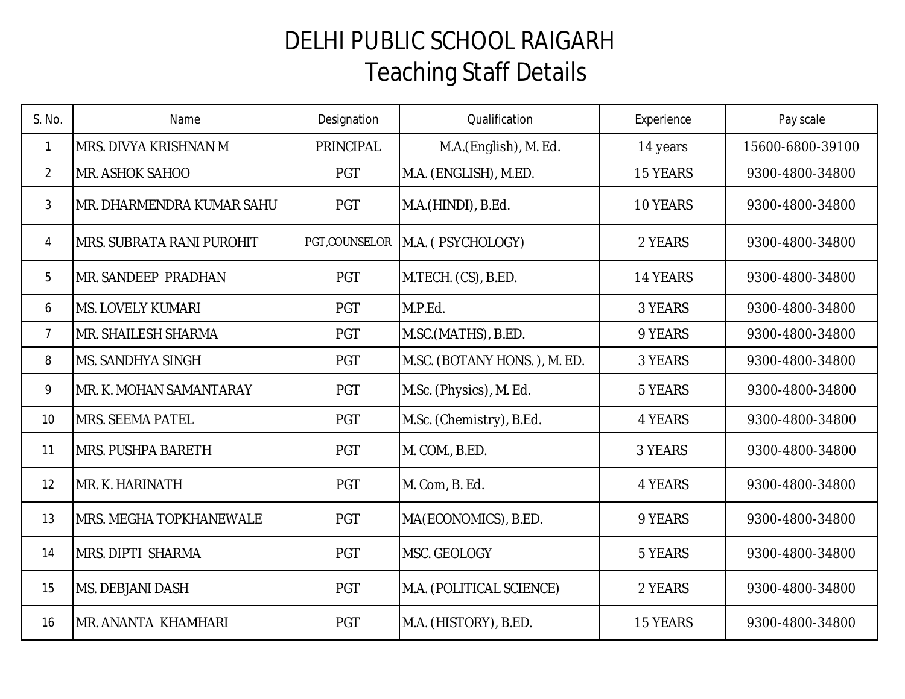# DELHI PUBLIC SCHOOL RAIGARH

## Teaching Staff Details

| S. No. | Name | Designation | Qualification | Experience | Pay scale |
|---|---|---|---|---|---|
| 1 | MRS. DIVYA KRISHNAN M | PRINCIPAL | M.A.(English), M. Ed. | 14 years | 15600-6800-39100 |
| 2 | MR. ASHOK SAHOO | PGT | M.A. (ENGLISH), M.ED. | 15 YEARS | 9300-4800-34800 |
| 3 | MR. DHARMENDRA KUMAR SAHU | PGT | M.A.(HINDI), B.Ed. | 10 YEARS | 9300-4800-34800 |
| 4 | MRS. SUBRATA RANI PUROHIT | PGT,COUNSELOR | M.A. ( PSYCHOLOGY) | 2 YEARS | 9300-4800-34800 |
| 5 | MR. SANDEEP PRADHAN | PGT | M.TECH. (CS), B.ED. | 14 YEARS | 9300-4800-34800 |
| 6 | MS. LOVELY KUMARI | PGT | M.P.Ed. | 3 YEARS | 9300-4800-34800 |
| 7 | MR. SHAILESH SHARMA | PGT | M.SC.(MATHS), B.ED. | 9 YEARS | 9300-4800-34800 |
| 8 | MS. SANDHYA SINGH | PGT | M.SC. (BOTANY HONS. ), M. ED. | 3 YEARS | 9300-4800-34800 |
| 9 | MR. K. MOHAN SAMANTARAY | PGT | M.Sc. (Physics), M. Ed. | 5 YEARS | 9300-4800-34800 |
| 10 | MRS. SEEMA PATEL | PGT | M.Sc. (Chemistry), B.Ed. | 4 YEARS | 9300-4800-34800 |
| 11 | MRS. PUSHPA BARETH | PGT | M. COM., B.ED. | 3 YEARS | 9300-4800-34800 |
| 12 | MR. K. HARINATH | PGT | M. Com, B. Ed. | 4 YEARS | 9300-4800-34800 |
| 13 | MRS. MEGHA TOPKHANEWALE | PGT | MA(ECONOMICS), B.ED. | 9 YEARS | 9300-4800-34800 |
| 14 | MRS. DIPTI SHARMA | PGT | MSC. GEOLOGY | 5 YEARS | 9300-4800-34800 |
| 15 | MS. DEBJANI DASH | PGT | M.A. (POLITICAL SCIENCE) | 2 YEARS | 9300-4800-34800 |
| 16 | MR. ANANTA KHAMHARI | PGT | M.A. (HISTORY), B.ED. | 15 YEARS | 9300-4800-34800 |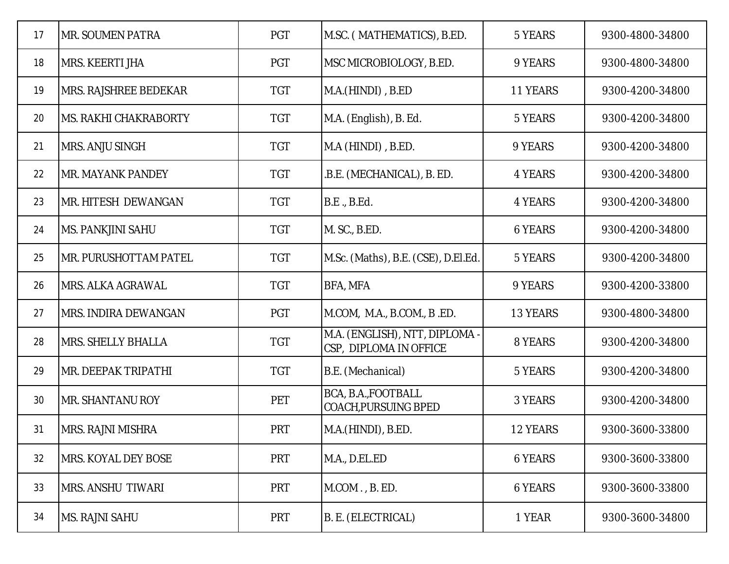| 17 | MR. SOUMEN PATRA | PGT | M.SC. ( MATHEMATICS), B.ED. | 5 YEARS | 9300-4800-34800 |
|---|---|---|---|---|---|
| 18 | MRS. KEERTI JHA | PGT | MSC MICROBIOLOGY, B.ED. | 9 YEARS | 9300-4800-34800 |
| 19 | MRS. RAJSHREE BEDEKAR | TGT | M.A.(HINDI) , B.ED | 11 YEARS | 9300-4200-34800 |
| 20 | MS. RAKHI CHAKRABORTY | TGT | M.A. (English), B. Ed. | 5 YEARS | 9300-4200-34800 |
| 21 | MRS. ANJU SINGH | TGT | M.A (HINDI) , B.ED. | 9 YEARS | 9300-4200-34800 |
| 22 | MR. MAYANK PANDEY | TGT | .B.E. (MECHANICAL), B. ED. | 4 YEARS | 9300-4200-34800 |
| 23 | MR. HITESH DEWANGAN | TGT | B.E ., B.Ed. | 4 YEARS | 9300-4200-34800 |
| 24 | MS. PANKJINI SAHU | TGT | M. SC., B.ED. | 6 YEARS | 9300-4200-34800 |
| 25 | MR. PURUSHOTTAM PATEL | TGT | M.Sc. (Maths), B.E. (CSE), D.El.Ed. | 5 YEARS | 9300-4200-34800 |
| 26 | MRS. ALKA AGRAWAL | TGT | BFA, MFA | 9 YEARS | 9300-4200-33800 |
| 27 | MRS. INDIRA DEWANGAN | PGT | M.COM, M.A., B.COM., B .ED. | 13 YEARS | 9300-4800-34800 |
| 28 | MRS. SHELLY BHALLA | TGT | M.A. (ENGLISH), NTT, DIPLOMA - CSP, DIPLOMA IN OFFICE | 8 YEARS | 9300-4200-34800 |
| 29 | MR. DEEPAK TRIPATHI | TGT | B.E. (Mechanical) | 5 YEARS | 9300-4200-34800 |
| 30 | MR. SHANTANU ROY | PET | BCA, B.A.,FOOTBALL COACH,PURSUING BPED | 3 YEARS | 9300-4200-34800 |
| 31 | MRS. RAJNI MISHRA | PRT | M.A.(HINDI), B.ED. | 12 YEARS | 9300-3600-33800 |
| 32 | MRS. KOYAL DEY BOSE | PRT | M.A., D.EL.ED | 6 YEARS | 9300-3600-33800 |
| 33 | MRS. ANSHU TIWARI | PRT | M.COM . , B. ED. | 6 YEARS | 9300-3600-33800 |
| 34 | MS. RAJNI SAHU | PRT | B. E. (ELECTRICAL) | 1 YEAR | 9300-3600-34800 |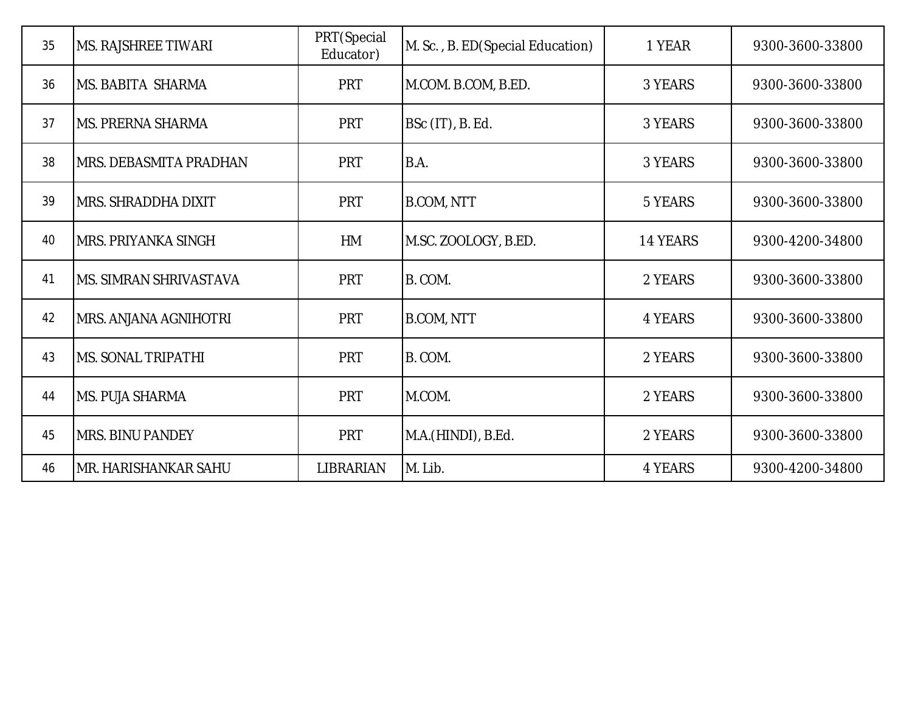| | | | | | |
|---|---|---|---|---|---|
| 35 | MS. RAJSHREE TIWARI | PRT(Special Educator) | M. Sc. , B. ED(Special Education) | 1 YEAR | 9300-3600-33800 |
| 36 | MS. BABITA SHARMA | PRT | M.COM. B.COM, B.ED. | 3 YEARS | 9300-3600-33800 |
| 37 | MS. PRERNA SHARMA | PRT | BSc (IT), B. Ed. | 3 YEARS | 9300-3600-33800 |
| 38 | MRS. DEBASMITA PRADHAN | PRT | B.A. | 3 YEARS | 9300-3600-33800 |
| 39 | MRS. SHRADDHA DIXIT | PRT | B.COM, NTT | 5 YEARS | 9300-3600-33800 |
| 40 | MRS. PRIYANKA SINGH | HM | M.SC. ZOOLOGY, B.ED. | 14 YEARS | 9300-4200-34800 |
| 41 | MS. SIMRAN SHRIVASTAVA | PRT | B. COM. | 2 YEARS | 9300-3600-33800 |
| 42 | MRS. ANJANA AGNIHOTRI | PRT | B.COM, NTT | 4 YEARS | 9300-3600-33800 |
| 43 | MS. SONAL TRIPATHI | PRT | B. COM. | 2 YEARS | 9300-3600-33800 |
| 44 | MS. PUJA SHARMA | PRT | M.COM. | 2 YEARS | 9300-3600-33800 |
| 45 | MRS. BINU PANDEY | PRT | M.A.(HINDI), B.Ed. | 2 YEARS | 9300-3600-33800 |
| 46 | MR. HARISHANKAR SAHU | LIBRARIAN | M. Lib. | 4 YEARS | 9300-4200-34800 |